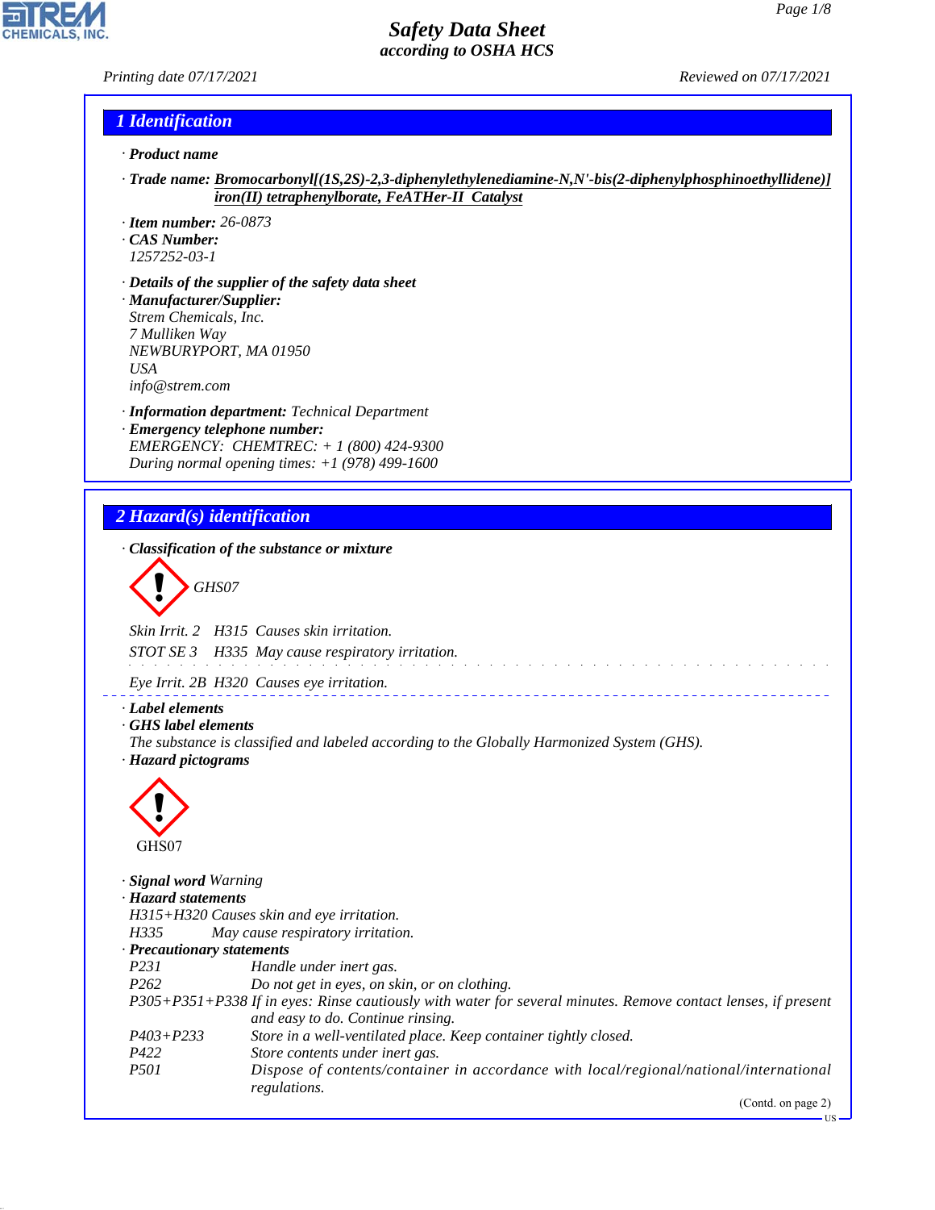# Safety Data Sheet
*according to OSHA HCS*

Printing date 07/17/2021 Reviewed on 07/17/2021

## 1 Identification

· **Product name**

· **Trade name:** Bromocarbonyl[(1S,2S)-2,3-diphenylethylenediamine-N,N'-bis(2-diphenylphosphinoethyllidene)] iron(II) tetraphenylborate, FeATHer-II Catalyst

· **Item number:** 26-0873

· **CAS Number:**
1257252-03-1

· **Details of the supplier of the safety data sheet**

· **Manufacturer/Supplier:**
Strem Chemicals, Inc.
7 Mulliken Way
NEWBURYPORT, MA 01950
USA
info@strem.com

· **Information department:** Technical Department

· **Emergency telephone number:**
EMERGENCY: CHEMTREC: + 1 (800) 424-9300
During normal opening times: +1 (978) 499-1600

## 2 Hazard(s) identification

· **Classification of the substance or mixture**

GHS07

Skin Irrit. 2 H315 Causes skin irritation.

STOT SE 3 H335 May cause respiratory irritation.

Eye Irrit. 2B H320 Causes eye irritation.

· **Label elements**

· **GHS label elements**
The substance is classified and labeled according to the Globally Harmonized System (GHS).

· **Hazard pictograms**

GHS07

· **Signal word** Warning

· **Hazard statements**

H315+H320 Causes skin and eye irritation.
H335 May cause respiratory irritation.

· **Precautionary statements**

| | |
|---|---|
| P231 | Handle under inert gas. |
| P262 | Do not get in eyes, on skin, or on clothing. |
| P305+P351+P338 | If in eyes: Rinse cautiously with water for several minutes. Remove contact lenses, if present and easy to do. Continue rinsing. |
| P403+P233 | Store in a well-ventilated place. Keep container tightly closed. |
| P422 | Store contents under inert gas. |
| P501 | Dispose of contents/container in accordance with local/regional/national/international regulations. |

(Contd. on page 2)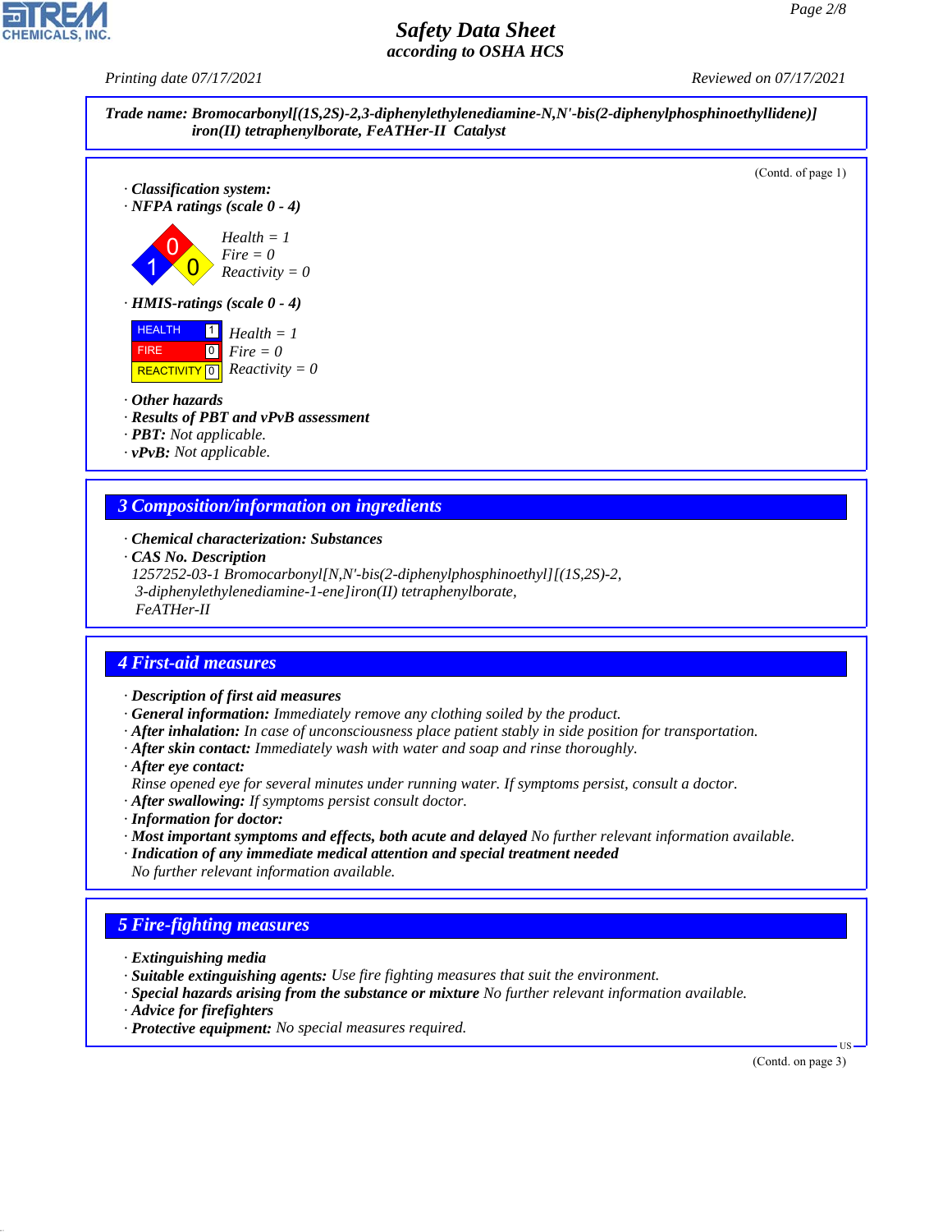**Trade name: Bromocarbonyl[(1S,2S)-2,3-diphenylethylenediamine-N,N'-bis(2-diphenylphosphinoethyllidene)] iron(II) tetraphenylborate, FeATHer-II Catalyst**

(Contd. of page 1)

· **Classification system:**
· **NFPA ratings (scale 0 - 4)**

Health = 1
Fire = 0
Reactivity = 0

· **HMIS-ratings (scale 0 - 4)**

| | | |
|---|---|---|
| HEALTH | 1 | Health = 1 |
| FIRE | 0 | Fire = 0 |
| REACTIVITY | 0 | Reactivity = 0 |

· **Other hazards**
· **Results of PBT and vPvB assessment**
· **PBT:** Not applicable.
· **vPvB:** Not applicable.

## 3 Composition/information on ingredients

· **Chemical characterization: Substances**
· **CAS No. Description**
1257252-03-1 Bromocarbonyl[N,N'-bis(2-diphenylphosphinoethyl][(1S,2S)-2,3-diphenylethylenediamine-1-ene]iron(II) tetraphenylborate, FeATHer-II

## 4 First-aid measures

· **Description of first aid measures**
· **General information:** Immediately remove any clothing soiled by the product.
· **After inhalation:** In case of unconsciousness place patient stably in side position for transportation.
· **After skin contact:** Immediately wash with water and soap and rinse thoroughly.
· **After eye contact:**
Rinse opened eye for several minutes under running water. If symptoms persist, consult a doctor.
· **After swallowing:** If symptoms persist consult doctor.
· **Information for doctor:**
· **Most important symptoms and effects, both acute and delayed** No further relevant information available.
· **Indication of any immediate medical attention and special treatment needed**
No further relevant information available.

## 5 Fire-fighting measures

· **Extinguishing media**
· **Suitable extinguishing agents:** Use fire fighting measures that suit the environment.
· **Special hazards arising from the substance or mixture** No further relevant information available.
· **Advice for firefighters**
· **Protective equipment:** No special measures required.

(Contd. on page 3)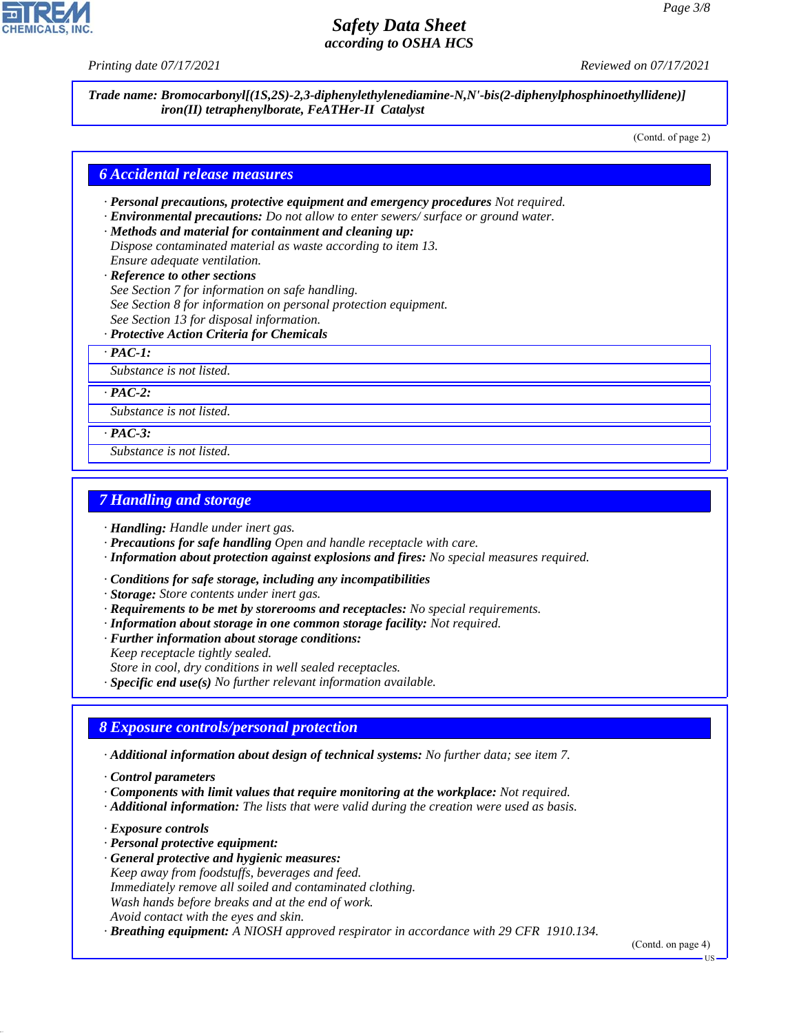Trade name: Bromocarbonyl[(1S,2S)-2,3-diphenylethylenediamine-N,N'-bis(2-diphenylphosphinoethyllidene)] iron(II) tetraphenylborate, FeATHer-II Catalyst

(Contd. of page 2)

## 6 Accidental release measures

· **Personal precautions, protective equipment and emergency procedures** Not required.
· **Environmental precautions:** Do not allow to enter sewers/ surface or ground water.
· **Methods and material for containment and cleaning up:**
Dispose contaminated material as waste according to item 13.
Ensure adequate ventilation.
· **Reference to other sections**
See Section 7 for information on safe handling.
See Section 8 for information on personal protection equipment.
See Section 13 for disposal information.
· **Protective Action Criteria for Chemicals**

· **PAC-1:**
Substance is not listed.

· **PAC-2:**
Substance is not listed.

· **PAC-3:**
Substance is not listed.

## 7 Handling and storage

· **Handling:** Handle under inert gas.
· **Precautions for safe handling** Open and handle receptacle with care.
· **Information about protection against explosions and fires:** No special measures required.

· **Conditions for safe storage, including any incompatibilities**
· **Storage:** Store contents under inert gas.
· **Requirements to be met by storerooms and receptacles:** No special requirements.
· **Information about storage in one common storage facility:** Not required.
· **Further information about storage conditions:**
Keep receptacle tightly sealed.
Store in cool, dry conditions in well sealed receptacles.
· **Specific end use(s)** No further relevant information available.

## 8 Exposure controls/personal protection

· **Additional information about design of technical systems:** No further data; see item 7.

· **Control parameters**
· **Components with limit values that require monitoring at the workplace:** Not required.
· **Additional information:** The lists that were valid during the creation were used as basis.

· **Exposure controls**
· **Personal protective equipment:**
· **General protective and hygienic measures:**
Keep away from foodstuffs, beverages and feed.
Immediately remove all soiled and contaminated clothing.
Wash hands before breaks and at the end of work.
Avoid contact with the eyes and skin.
· **Breathing equipment:** A NIOSH approved respirator in accordance with 29 CFR 1910.134.

(Contd. on page 4)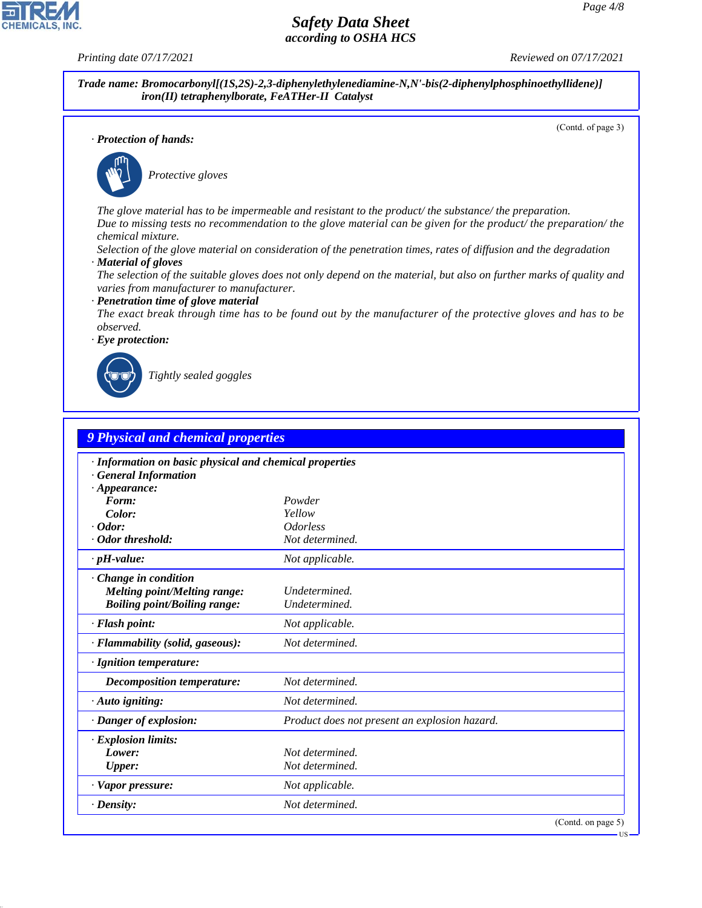**Trade name: Bromocarbonyl[(1S,2S)-2,3-diphenylethylenediamine-N,N'-bis(2-diphenylphosphinoethyllidene)] iron(II) tetraphenylborate, FeATHer-II Catalyst**

(Contd. of page 3)

· **Protection of hands:**

Protective gloves

The glove material has to be impermeable and resistant to the product/ the substance/ the preparation.
Due to missing tests no recommendation to the glove material can be given for the product/ the preparation/ the chemical mixture.
Selection of the glove material on consideration of the penetration times, rates of diffusion and the degradation

· **Material of gloves**
The selection of the suitable gloves does not only depend on the material, but also on further marks of quality and varies from manufacturer to manufacturer.

· **Penetration time of glove material**
The exact break through time has to be found out by the manufacturer of the protective gloves and has to be observed.

· **Eye protection:**

Tightly sealed goggles

## 9 Physical and chemical properties

| | |
|---|---|
| · **Information on basic physical and chemical properties** | |
| · **General Information** | |
| · **Appearance:** | |
| **Form:** | Powder |
| **Color:** | Yellow |
| · **Odor:** | Odorless |
| · **Odor threshold:** | Not determined. |
| · **pH-value:** | Not applicable. |
| · **Change in condition** | |
| **Melting point/Melting range:** | Undetermined. |
| **Boiling point/Boiling range:** | Undetermined. |
| · **Flash point:** | Not applicable. |
| · **Flammability (solid, gaseous):** | Not determined. |
| · **Ignition temperature:** | |
| **Decomposition temperature:** | Not determined. |
| · **Auto igniting:** | Not determined. |
| · **Danger of explosion:** | Product does not present an explosion hazard. |
| · **Explosion limits:** | |
| **Lower:** | Not determined. |
| **Upper:** | Not determined. |
| · **Vapor pressure:** | Not applicable. |
| · **Density:** | Not determined. |

(Contd. on page 5)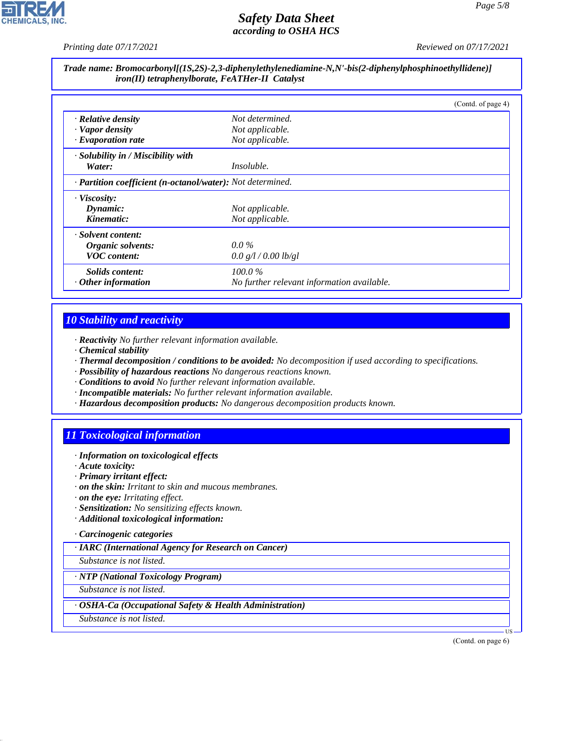**Trade name: Bromocarbonyl[(1S,2S)-2,3-diphenylethylenediamine-N,N'-bis(2-diphenylphosphinoethyllidene)] iron(II) tetraphenylborate, FeATHer-II Catalyst**

(Contd. of page 4)

| | |
|---|---|
| · **Relative density** | Not determined. |
| · **Vapor density** | Not applicable. |
| · **Evaporation rate** | Not applicable. |
| · **Solubility in / Miscibility with** | |
| **Water:** | Insoluble. |
| · **Partition coefficient (n-octanol/water):** | Not determined. |
| · **Viscosity:** | |
| **Dynamic:** | Not applicable. |
| **Kinematic:** | Not applicable. |
| · **Solvent content:** | |
| **Organic solvents:** | 0.0 % |
| **VOC content:** | 0.0 g/l / 0.00 lb/gl |
| **Solids content:** | 100.0 % |
| · **Other information** | No further relevant information available. |

## 10 Stability and reactivity

- · **Reactivity** No further relevant information available.
- · **Chemical stability**
- · **Thermal decomposition / conditions to be avoided:** No decomposition if used according to specifications.
- · **Possibility of hazardous reactions** No dangerous reactions known.
- · **Conditions to avoid** No further relevant information available.
- · **Incompatible materials:** No further relevant information available.
- · **Hazardous decomposition products:** No dangerous decomposition products known.

## 11 Toxicological information

- · **Information on toxicological effects**
- · **Acute toxicity:**
- · **Primary irritant effect:**
- · **on the skin:** Irritant to skin and mucous membranes.
- · **on the eye:** Irritating effect.
- · **Sensitization:** No sensitizing effects known.
- · **Additional toxicological information:**

· **Carcinogenic categories**

| · **IARC (International Agency for Research on Cancer)** |
|---|
| Substance is not listed. |

| · **NTP (National Toxicology Program)** |
|---|
| Substance is not listed. |

| · **OSHA-Ca (Occupational Safety & Health Administration)** |
|---|
| Substance is not listed. |

(Contd. on page 6)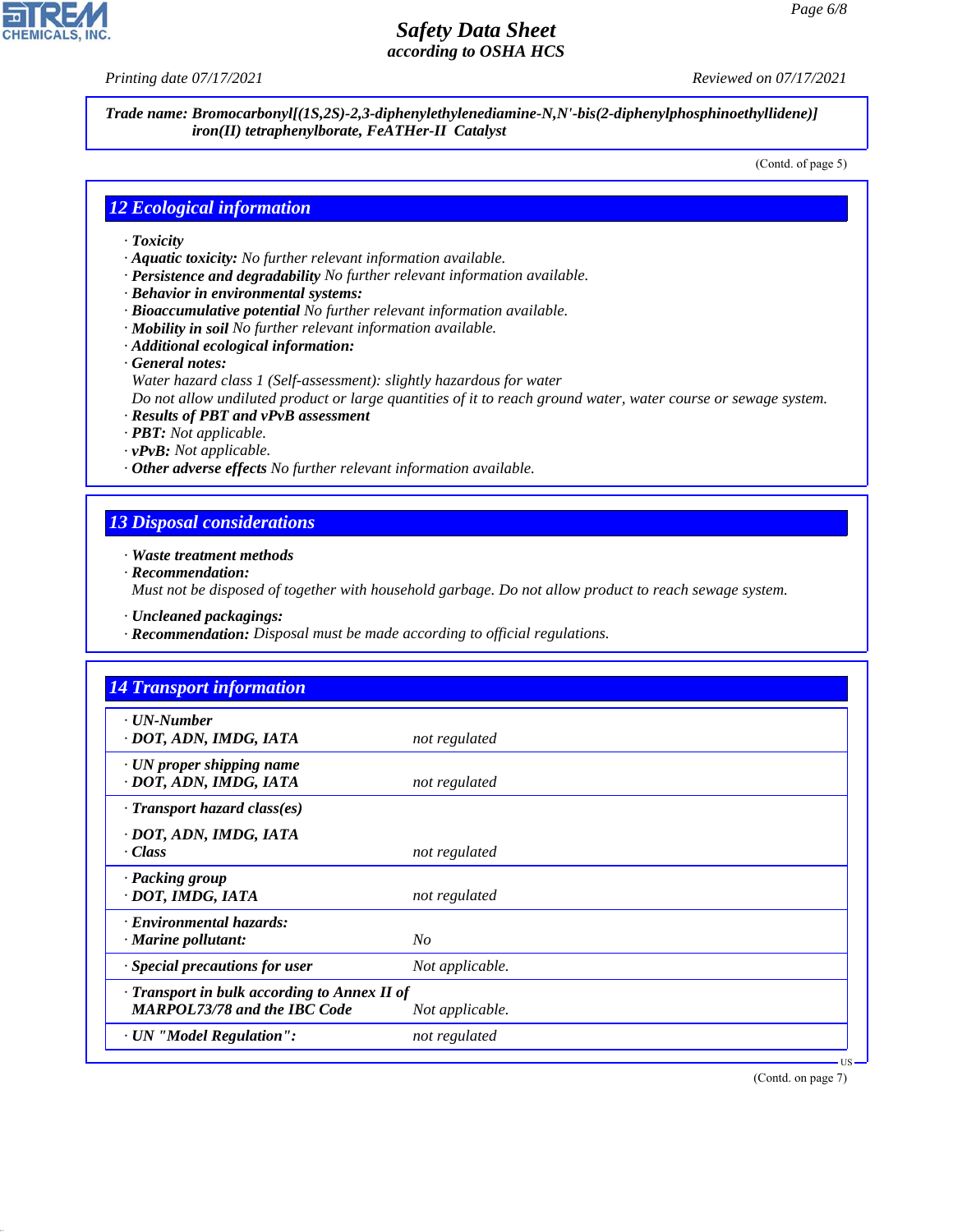**Trade name: Bromocarbonyl[(1S,2S)-2,3-diphenylethylenediamine-N,N'-bis(2-diphenylphosphinoethyllidene)] iron(II) tetraphenylborate, FeATHer-II Catalyst**

(Contd. of page 5)

## 12 Ecological information

- **Toxicity**
- **Aquatic toxicity:** No further relevant information available.
- **Persistence and degradability** No further relevant information available.
- **Behavior in environmental systems:**
- **Bioaccumulative potential** No further relevant information available.
- **Mobility in soil** No further relevant information available.
- **Additional ecological information:**
- **General notes:**
  Water hazard class 1 (Self-assessment): slightly hazardous for water
  Do not allow undiluted product or large quantities of it to reach ground water, water course or sewage system.
- **Results of PBT and vPvB assessment**
- **PBT:** Not applicable.
- **vPvB:** Not applicable.
- **Other adverse effects** No further relevant information available.

## 13 Disposal considerations

- **Waste treatment methods**
- **Recommendation:**
  Must not be disposed of together with household garbage. Do not allow product to reach sewage system.

- **Uncleaned packagings:**
- **Recommendation:** Disposal must be made according to official regulations.

## 14 Transport information

| | |
|---|---|
| **· UN-Number**<br>**· DOT, ADN, IMDG, IATA** | not regulated |
| **· UN proper shipping name**<br>**· DOT, ADN, IMDG, IATA** | not regulated |
| **· Transport hazard class(es)**<br>**· DOT, ADN, IMDG, IATA**<br>**· Class** | not regulated |
| **· Packing group**<br>**· DOT, IMDG, IATA** | not regulated |
| **· Environmental hazards:**<br>**· Marine pollutant:** | No |
| **· Special precautions for user** | Not applicable. |
| **· Transport in bulk according to Annex II of MARPOL73/78 and the IBC Code** | Not applicable. |
| **· UN "Model Regulation":** | not regulated |

(Contd. on page 7)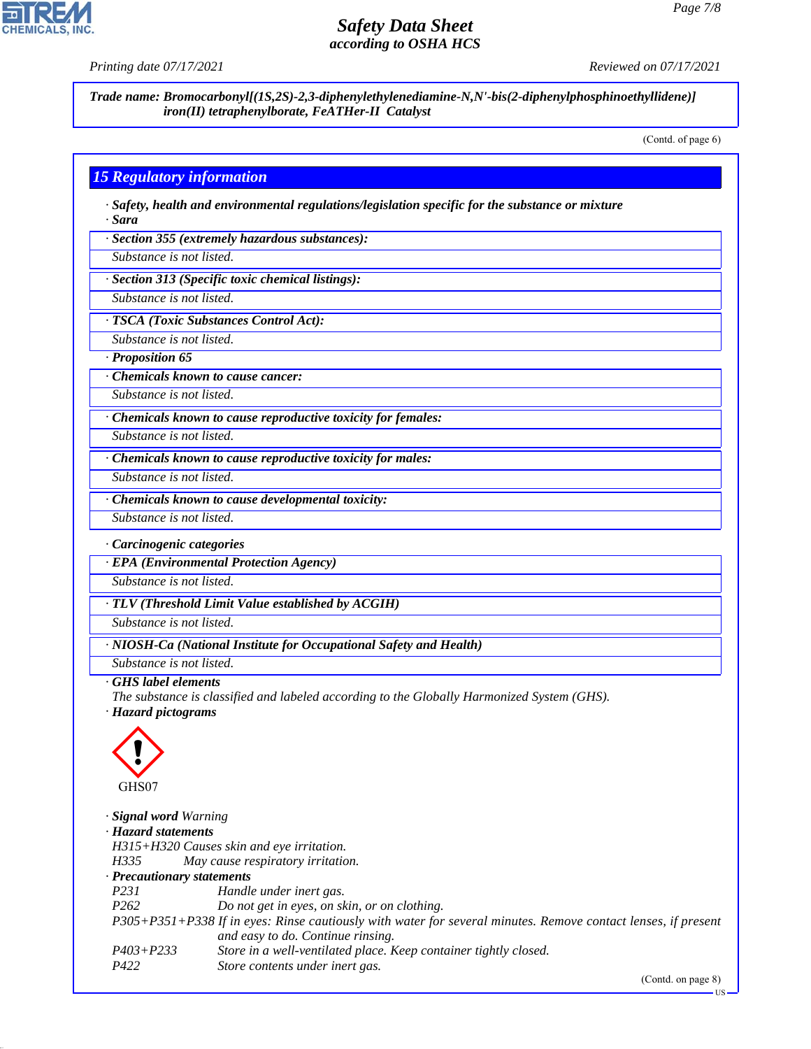Trade name: Bromocarbonyl[(1S,2S)-2,3-diphenylethylenediamine-N,N'-bis(2-diphenylphosphinoethyllidene)] iron(II) tetraphenylborate, FeATHer-II Catalyst

(Contd. of page 6)

## 15 Regulatory information

· **Safety, health and environmental regulations/legislation specific for the substance or mixture**
· **Sara**

· **Section 355 (extremely hazardous substances):**
Substance is not listed.

· **Section 313 (Specific toxic chemical listings):**
Substance is not listed.

· **TSCA (Toxic Substances Control Act):**
Substance is not listed.

· **Proposition 65**

· **Chemicals known to cause cancer:**
Substance is not listed.

· **Chemicals known to cause reproductive toxicity for females:**
Substance is not listed.

· **Chemicals known to cause reproductive toxicity for males:**
Substance is not listed.

· **Chemicals known to cause developmental toxicity:**
Substance is not listed.

· **Carcinogenic categories**

· **EPA (Environmental Protection Agency)**
Substance is not listed.

· **TLV (Threshold Limit Value established by ACGIH)**
Substance is not listed.

· **NIOSH-Ca (National Institute for Occupational Safety and Health)**
Substance is not listed.

· **GHS label elements**
The substance is classified and labeled according to the Globally Harmonized System (GHS).

· **Hazard pictograms**

GHS07

· **Signal word** Warning

· **Hazard statements**
H315+H320 Causes skin and eye irritation.
H335 May cause respiratory irritation.

· **Precautionary statements**

| | |
|---|---|
| P231 | Handle under inert gas. |
| P262 | Do not get in eyes, on skin, or on clothing. |
| P305+P351+P338 | If in eyes: Rinse cautiously with water for several minutes. Remove contact lenses, if present and easy to do. Continue rinsing. |
| P403+P233 | Store in a well-ventilated place. Keep container tightly closed. |
| P422 | Store contents under inert gas. |

(Contd. on page 8)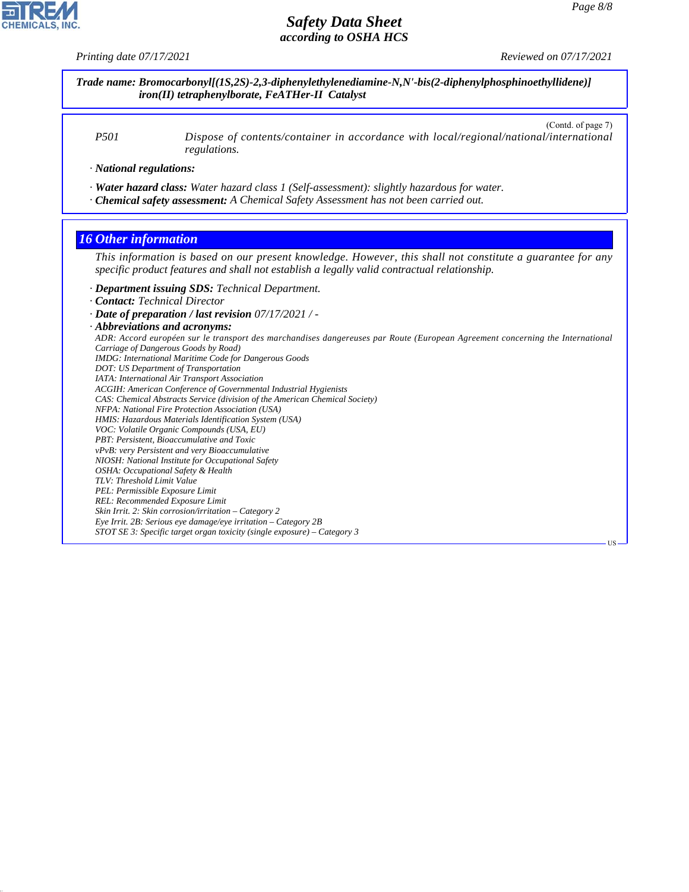**Trade name: Bromocarbonyl[(1S,2S)-2,3-diphenylethylenediamine-N,N'-bis(2-diphenylphosphinoethyllidene)] iron(II) tetraphenylborate, FeATHer-II Catalyst**

(Contd. of page 7)

P501 Dispose of contents/container in accordance with local/regional/national/international regulations.

· **National regulations:**

· **Water hazard class:** Water hazard class 1 (Self-assessment): slightly hazardous for water.
· **Chemical safety assessment:** A Chemical Safety Assessment has not been carried out.

## 16 Other information

This information is based on our present knowledge. However, this shall not constitute a guarantee for any specific product features and shall not establish a legally valid contractual relationship.

· **Department issuing SDS:** Technical Department.
· **Contact:** Technical Director
· **Date of preparation / last revision** 07/17/2021 / -
· **Abbreviations and acronyms:**
ADR: Accord européen sur le transport des marchandises dangereuses par Route (European Agreement concerning the International Carriage of Dangerous Goods by Road)
IMDG: International Maritime Code for Dangerous Goods
DOT: US Department of Transportation
IATA: International Air Transport Association
ACGIH: American Conference of Governmental Industrial Hygienists
CAS: Chemical Abstracts Service (division of the American Chemical Society)
NFPA: National Fire Protection Association (USA)
HMIS: Hazardous Materials Identification System (USA)
VOC: Volatile Organic Compounds (USA, EU)
PBT: Persistent, Bioaccumulative and Toxic
vPvB: very Persistent and very Bioaccumulative
NIOSH: National Institute for Occupational Safety
OSHA: Occupational Safety & Health
TLV: Threshold Limit Value
PEL: Permissible Exposure Limit
REL: Recommended Exposure Limit
Skin Irrit. 2: Skin corrosion/irritation – Category 2
Eye Irrit. 2B: Serious eye damage/eye irritation – Category 2B
STOT SE 3: Specific target organ toxicity (single exposure) – Category 3